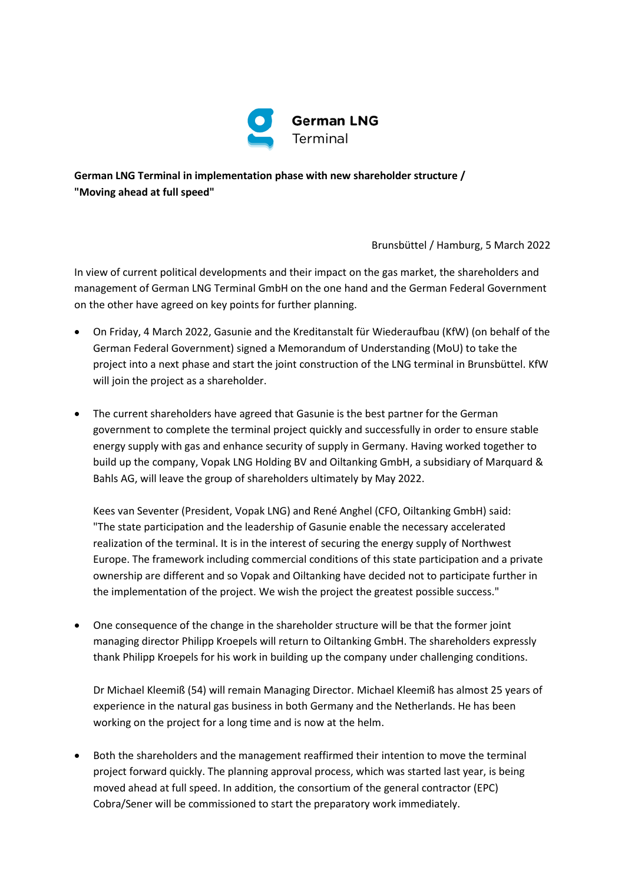German LNG Terminal

**German LNG Terminal in implementation phase with new shareholder structure / "Moving ahead at full speed"**

Brunsbüttel / Hamburg, 5 March 2022

In view of current political developments and their impact on the gas market, the shareholders and management of German LNG Terminal GmbH on the one hand and the German Federal Government on the other have agreed on key points for further planning.

- On Friday, 4 March 2022, Gasunie and the Kreditanstalt für Wiederaufbau (KfW) (on behalf of the German Federal Government) signed a Memorandum of Understanding (MoU) to take the project into a next phase and start the joint construction of the LNG terminal in Brunsbüttel. KfW will join the project as a shareholder.

- The current shareholders have agreed that Gasunie is the best partner for the German government to complete the terminal project quickly and successfully in order to ensure stable energy supply with gas and enhance security of supply in Germany. Having worked together to build up the company, Vopak LNG Holding BV and Oiltanking GmbH, a subsidiary of Marquard & Bahls AG, will leave the group of shareholders ultimately by May 2022.

  Kees van Seventer (President, Vopak LNG) and René Anghel (CFO, Oiltanking GmbH) said: "The state participation and the leadership of Gasunie enable the necessary accelerated realization of the terminal. It is in the interest of securing the energy supply of Northwest Europe. The framework including commercial conditions of this state participation and a private ownership are different and so Vopak and Oiltanking have decided not to participate further in the implementation of the project. We wish the project the greatest possible success."

- One consequence of the change in the shareholder structure will be that the former joint managing director Philipp Kroepels will return to Oiltanking GmbH. The shareholders expressly thank Philipp Kroepels for his work in building up the company under challenging conditions.

  Dr Michael Kleemiß (54) will remain Managing Director. Michael Kleemiß has almost 25 years of experience in the natural gas business in both Germany and the Netherlands. He has been working on the project for a long time and is now at the helm.

- Both the shareholders and the management reaffirmed their intention to move the terminal project forward quickly. The planning approval process, which was started last year, is being moved ahead at full speed. In addition, the consortium of the general contractor (EPC) Cobra/Sener will be commissioned to start the preparatory work immediately.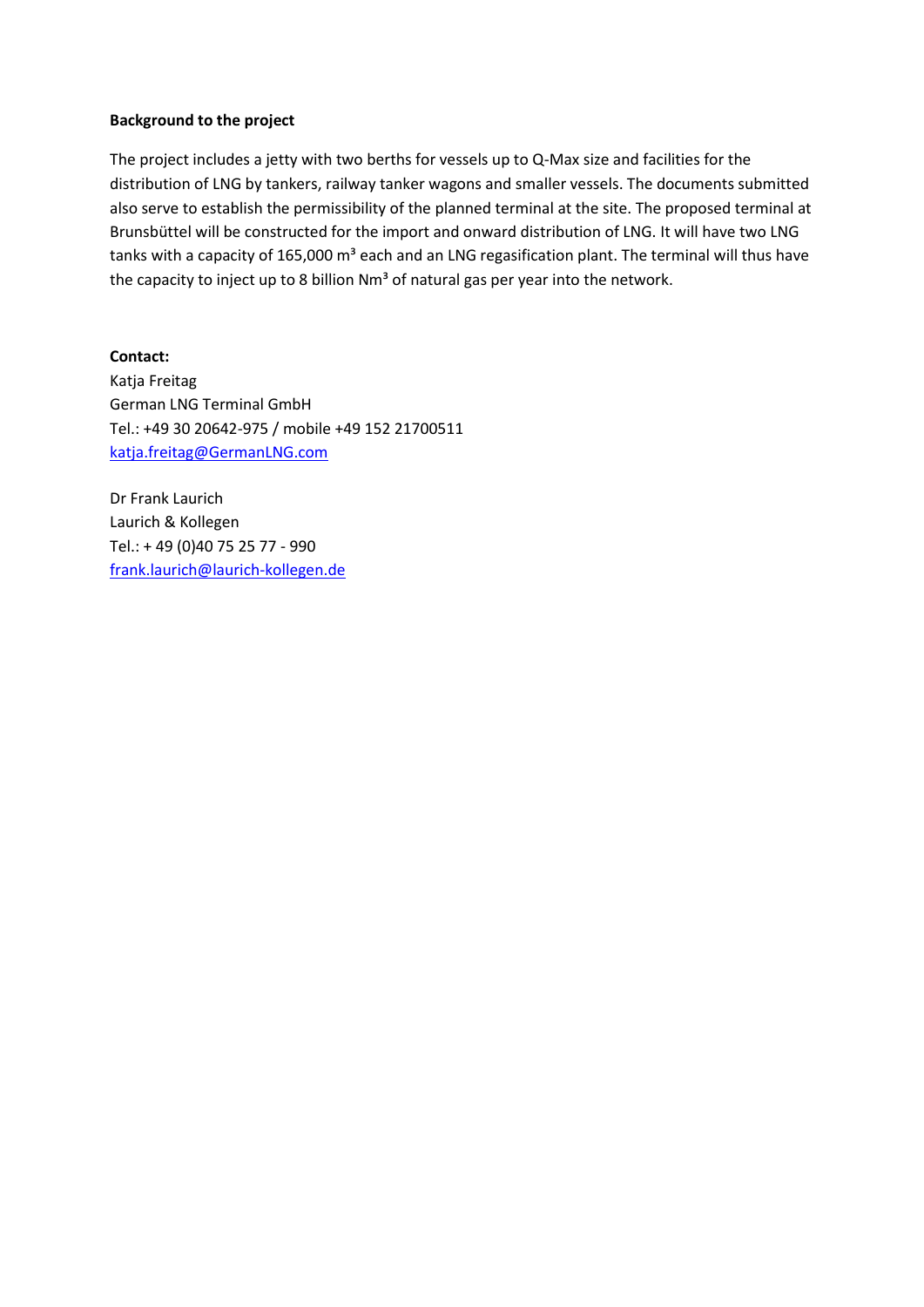**Background to the project**

The project includes a jetty with two berths for vessels up to Q-Max size and facilities for the distribution of LNG by tankers, railway tanker wagons and smaller vessels. The documents submitted also serve to establish the permissibility of the planned terminal at the site. The proposed terminal at Brunsbüttel will be constructed for the import and onward distribution of LNG. It will have two LNG tanks with a capacity of 165,000 $m^3$ each and an LNG regasification plant. The terminal will thus have the capacity to inject up to 8 billion $Nm^3$ of natural gas per year into the network.

**Contact:**

Katja Freitag
German LNG Terminal GmbH
Tel.: +49 30 20642-975 / mobile +49 152 21700511
katja.freitag@GermanLNG.com

Dr Frank Laurich
Laurich & Kollegen
Tel.: + 49 (0)40 75 25 77 - 990
frank.laurich@laurich-kollegen.de